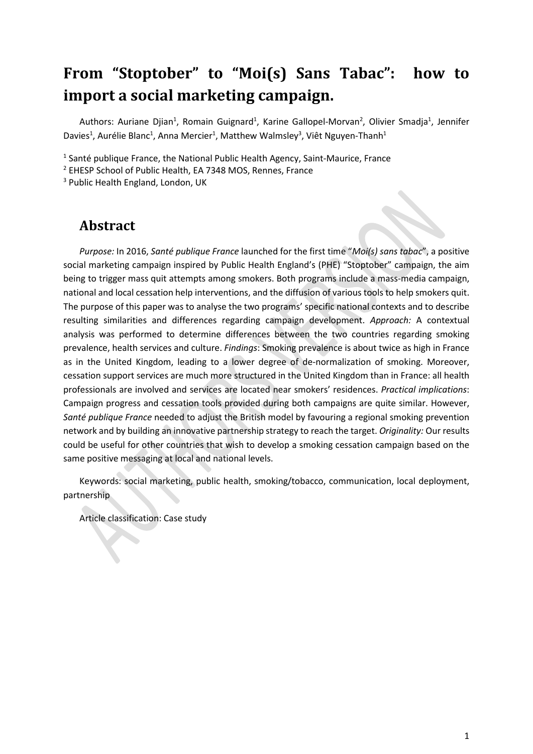# From "Stoptober" to "Moi(s) Sans Tabac": how to import a social marketing campaign.

Authors: Auriane Djian[1], Romain Guignard[1], Karine Gallopel-Morvan[2], Olivier Smadja[1], Jennifer Davies[1], Aurélie Blanc[1], Anna Mercier[1], Matthew Walmsley[3], Viêt Nguyen-Thanh[1]

[1] Santé publique France, the National Public Health Agency, Saint-Maurice, France
[2] EHESP School of Public Health, EA 7348 MOS, Rennes, France
[3] Public Health England, London, UK

## Abstract

*Purpose:* In 2016, *Santé publique France* launched for the first time "*Moi(s) sans tabac*", a positive social marketing campaign inspired by Public Health England's (PHE) "Stoptober" campaign, the aim being to trigger mass quit attempts among smokers. Both programs include a mass-media campaign, national and local cessation help interventions, and the diffusion of various tools to help smokers quit. The purpose of this paper was to analyse the two programs' specific national contexts and to describe resulting similarities and differences regarding campaign development. *Approach:* A contextual analysis was performed to determine differences between the two countries regarding smoking prevalence, health services and culture. *Findings*: Smoking prevalence is about twice as high in France as in the United Kingdom, leading to a lower degree of de-normalization of smoking. Moreover, cessation support services are much more structured in the United Kingdom than in France: all health professionals are involved and services are located near smokers' residences. *Practical implications*: Campaign progress and cessation tools provided during both campaigns are quite similar. However, *Santé publique France* needed to adjust the British model by favouring a regional smoking prevention network and by building an innovative partnership strategy to reach the target. *Originality:* Our results could be useful for other countries that wish to develop a smoking cessation campaign based on the same positive messaging at local and national levels.

Keywords: social marketing, public health, smoking/tobacco, communication, local deployment, partnership

Article classification: Case study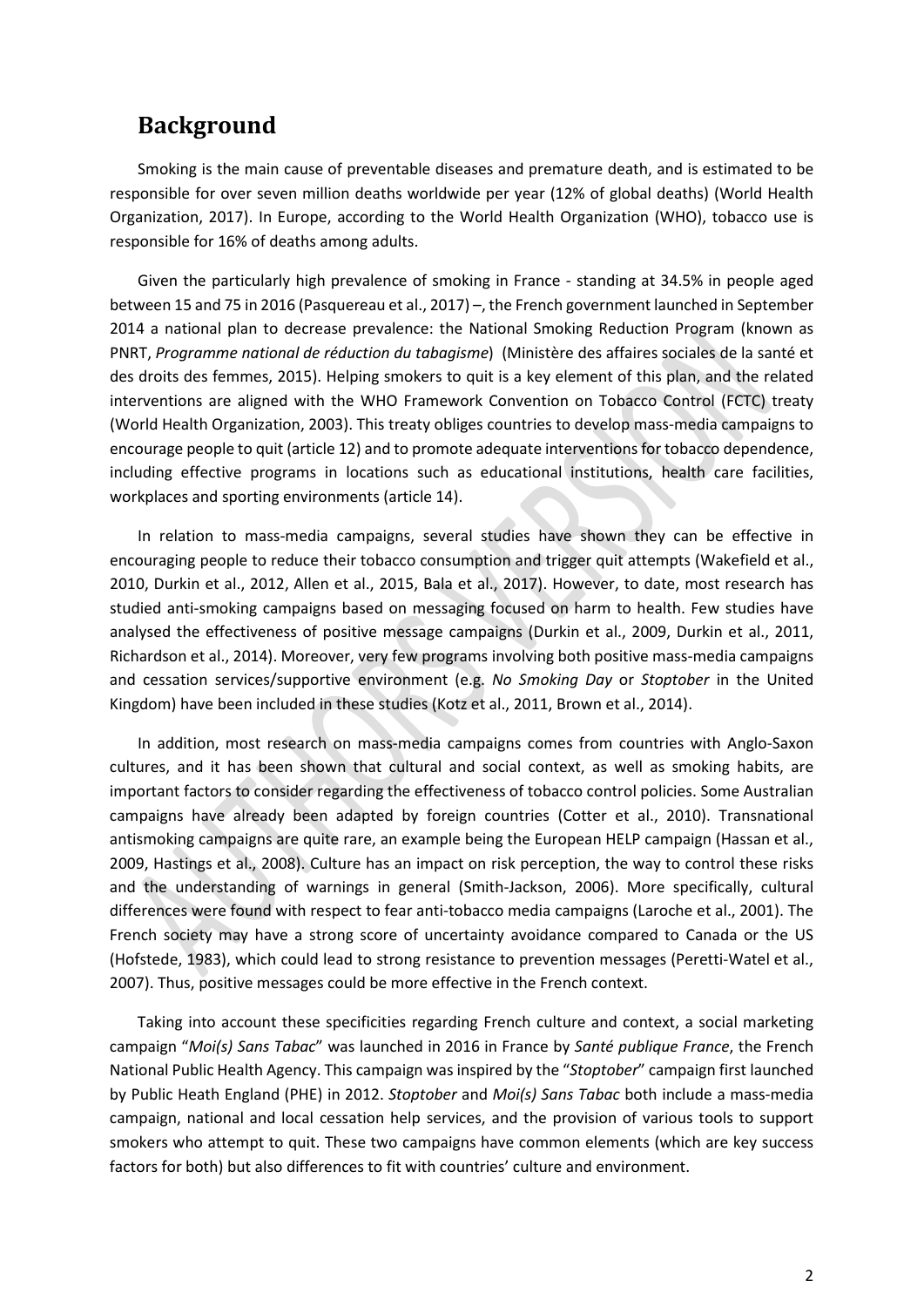## Background

Smoking is the main cause of preventable diseases and premature death, and is estimated to be responsible for over seven million deaths worldwide per year (12% of global deaths) (World Health Organization, 2017). In Europe, according to the World Health Organization (WHO), tobacco use is responsible for 16% of deaths among adults.

Given the particularly high prevalence of smoking in France - standing at 34.5% in people aged between 15 and 75 in 2016 (Pasquereau et al., 2017) –, the French government launched in September 2014 a national plan to decrease prevalence: the National Smoking Reduction Program (known as PNRT, *Programme national de réduction du tabagisme*) (Ministère des affaires sociales de la santé et des droits des femmes, 2015). Helping smokers to quit is a key element of this plan, and the related interventions are aligned with the WHO Framework Convention on Tobacco Control (FCTC) treaty (World Health Organization, 2003). This treaty obliges countries to develop mass-media campaigns to encourage people to quit (article 12) and to promote adequate interventions for tobacco dependence, including effective programs in locations such as educational institutions, health care facilities, workplaces and sporting environments (article 14).

In relation to mass-media campaigns, several studies have shown they can be effective in encouraging people to reduce their tobacco consumption and trigger quit attempts (Wakefield et al., 2010, Durkin et al., 2012, Allen et al., 2015, Bala et al., 2017). However, to date, most research has studied anti-smoking campaigns based on messaging focused on harm to health. Few studies have analysed the effectiveness of positive message campaigns (Durkin et al., 2009, Durkin et al., 2011, Richardson et al., 2014). Moreover, very few programs involving both positive mass-media campaigns and cessation services/supportive environment (e.g. *No Smoking Day* or *Stoptober* in the United Kingdom) have been included in these studies (Kotz et al., 2011, Brown et al., 2014).

In addition, most research on mass-media campaigns comes from countries with Anglo-Saxon cultures, and it has been shown that cultural and social context, as well as smoking habits, are important factors to consider regarding the effectiveness of tobacco control policies. Some Australian campaigns have already been adapted by foreign countries (Cotter et al., 2010). Transnational antismoking campaigns are quite rare, an example being the European HELP campaign (Hassan et al., 2009, Hastings et al., 2008). Culture has an impact on risk perception, the way to control these risks and the understanding of warnings in general (Smith-Jackson, 2006). More specifically, cultural differences were found with respect to fear anti-tobacco media campaigns (Laroche et al., 2001). The French society may have a strong score of uncertainty avoidance compared to Canada or the US (Hofstede, 1983), which could lead to strong resistance to prevention messages (Peretti-Watel et al., 2007). Thus, positive messages could be more effective in the French context.

Taking into account these specificities regarding French culture and context, a social marketing campaign "*Moi(s) Sans Tabac*" was launched in 2016 in France by *Santé publique France*, the French National Public Health Agency. This campaign was inspired by the "*Stoptober*" campaign first launched by Public Heath England (PHE) in 2012. *Stoptober* and *Moi(s) Sans Tabac* both include a mass-media campaign, national and local cessation help services, and the provision of various tools to support smokers who attempt to quit. These two campaigns have common elements (which are key success factors for both) but also differences to fit with countries' culture and environment.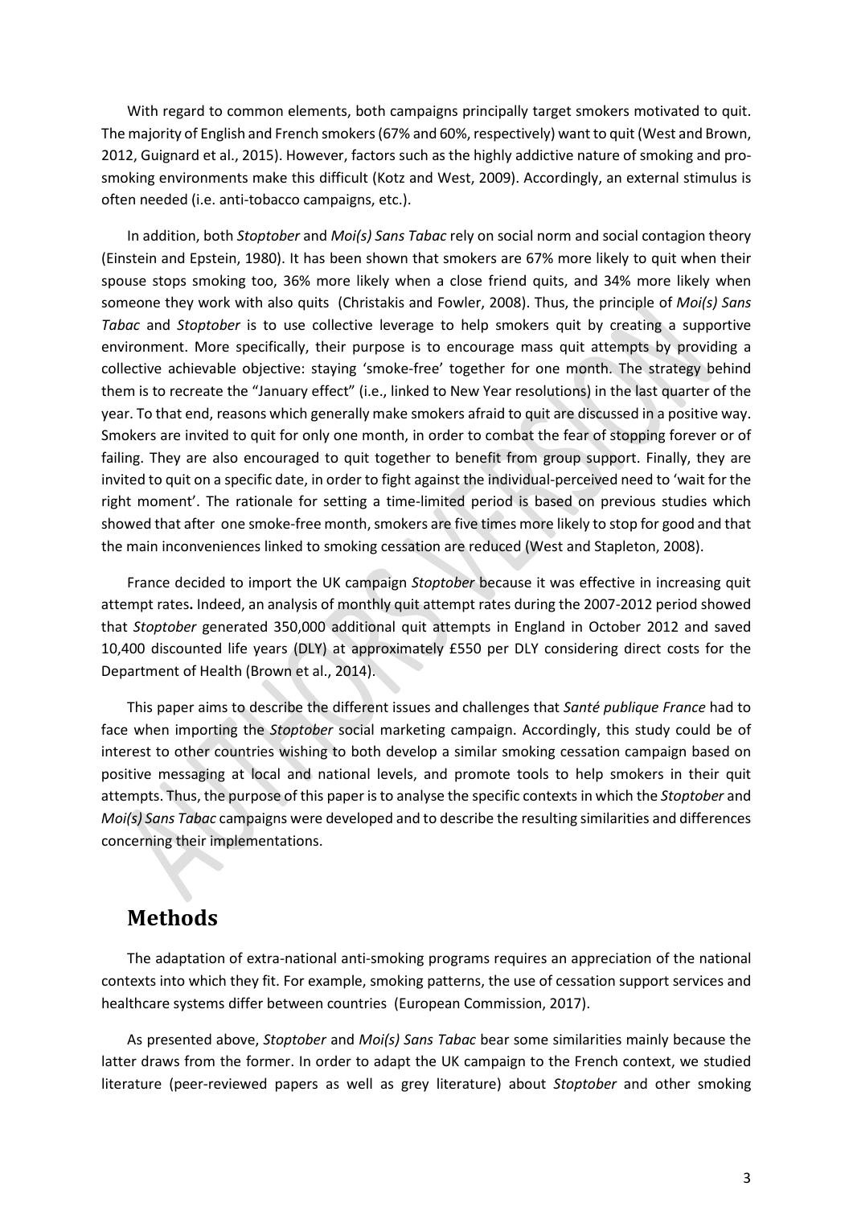With regard to common elements, both campaigns principally target smokers motivated to quit. The majority of English and French smokers (67% and 60%, respectively) want to quit (West and Brown, 2012, Guignard et al., 2015). However, factors such as the highly addictive nature of smoking and pro-smoking environments make this difficult (Kotz and West, 2009). Accordingly, an external stimulus is often needed (i.e. anti-tobacco campaigns, etc.).

In addition, both *Stoptober* and *Moi(s) Sans Tabac* rely on social norm and social contagion theory (Einstein and Epstein, 1980). It has been shown that smokers are 67% more likely to quit when their spouse stops smoking too, 36% more likely when a close friend quits, and 34% more likely when someone they work with also quits (Christakis and Fowler, 2008). Thus, the principle of *Moi(s) Sans Tabac* and *Stoptober* is to use collective leverage to help smokers quit by creating a supportive environment. More specifically, their purpose is to encourage mass quit attempts by providing a collective achievable objective: staying 'smoke-free' together for one month. The strategy behind them is to recreate the "January effect" (i.e., linked to New Year resolutions) in the last quarter of the year. To that end, reasons which generally make smokers afraid to quit are discussed in a positive way. Smokers are invited to quit for only one month, in order to combat the fear of stopping forever or of failing. They are also encouraged to quit together to benefit from group support. Finally, they are invited to quit on a specific date, in order to fight against the individual-perceived need to 'wait for the right moment'. The rationale for setting a time-limited period is based on previous studies which showed that after one smoke-free month, smokers are five times more likely to stop for good and that the main inconveniences linked to smoking cessation are reduced (West and Stapleton, 2008).

France decided to import the UK campaign *Stoptober* because it was effective in increasing quit attempt rates**.** Indeed, an analysis of monthly quit attempt rates during the 2007-2012 period showed that *Stoptober* generated 350,000 additional quit attempts in England in October 2012 and saved 10,400 discounted life years (DLY) at approximately £550 per DLY considering direct costs for the Department of Health (Brown et al., 2014).

This paper aims to describe the different issues and challenges that *Santé publique France* had to face when importing the *Stoptober* social marketing campaign. Accordingly, this study could be of interest to other countries wishing to both develop a similar smoking cessation campaign based on positive messaging at local and national levels, and promote tools to help smokers in their quit attempts. Thus, the purpose of this paper is to analyse the specific contexts in which the *Stoptober* and *Moi(s) Sans Tabac* campaigns were developed and to describe the resulting similarities and differences concerning their implementations.

## Methods

The adaptation of extra-national anti-smoking programs requires an appreciation of the national contexts into which they fit. For example, smoking patterns, the use of cessation support services and healthcare systems differ between countries (European Commission, 2017).

As presented above, *Stoptober* and *Moi(s) Sans Tabac* bear some similarities mainly because the latter draws from the former. In order to adapt the UK campaign to the French context, we studied literature (peer-reviewed papers as well as grey literature) about *Stoptober* and other smoking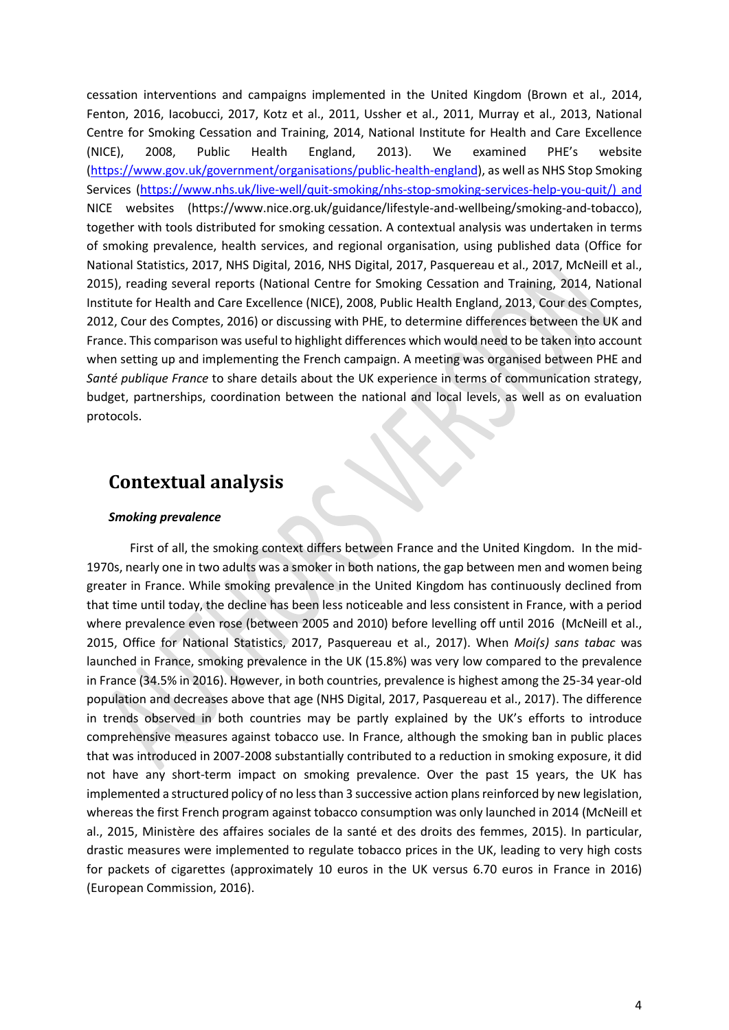cessation interventions and campaigns implemented in the United Kingdom (Brown et al., 2014, Fenton, 2016, Iacobucci, 2017, Kotz et al., 2011, Ussher et al., 2011, Murray et al., 2013, National Centre for Smoking Cessation and Training, 2014, National Institute for Health and Care Excellence (NICE), 2008, Public Health England, 2013). We examined PHE's website (https://www.gov.uk/government/organisations/public-health-england), as well as NHS Stop Smoking Services (https://www.nhs.uk/live-well/quit-smoking/nhs-stop-smoking-services-help-you-quit/) and NICE websites (https://www.nice.org.uk/guidance/lifestyle-and-wellbeing/smoking-and-tobacco), together with tools distributed for smoking cessation. A contextual analysis was undertaken in terms of smoking prevalence, health services, and regional organisation, using published data (Office for National Statistics, 2017, NHS Digital, 2016, NHS Digital, 2017, Pasquereau et al., 2017, McNeill et al., 2015), reading several reports (National Centre for Smoking Cessation and Training, 2014, National Institute for Health and Care Excellence (NICE), 2008, Public Health England, 2013, Cour des Comptes, 2012, Cour des Comptes, 2016) or discussing with PHE, to determine differences between the UK and France. This comparison was useful to highlight differences which would need to be taken into account when setting up and implementing the French campaign. A meeting was organised between PHE and *Santé publique France* to share details about the UK experience in terms of communication strategy, budget, partnerships, coordination between the national and local levels, as well as on evaluation protocols.

## Contextual analysis

### *Smoking prevalence*

First of all, the smoking context differs between France and the United Kingdom. In the mid-1970s, nearly one in two adults was a smoker in both nations, the gap between men and women being greater in France. While smoking prevalence in the United Kingdom has continuously declined from that time until today, the decline has been less noticeable and less consistent in France, with a period where prevalence even rose (between 2005 and 2010) before levelling off until 2016 (McNeill et al., 2015, Office for National Statistics, 2017, Pasquereau et al., 2017). When *Moi(s) sans tabac* was launched in France, smoking prevalence in the UK (15.8%) was very low compared to the prevalence in France (34.5% in 2016). However, in both countries, prevalence is highest among the 25-34 year-old population and decreases above that age (NHS Digital, 2017, Pasquereau et al., 2017). The difference in trends observed in both countries may be partly explained by the UK's efforts to introduce comprehensive measures against tobacco use. In France, although the smoking ban in public places that was introduced in 2007-2008 substantially contributed to a reduction in smoking exposure, it did not have any short-term impact on smoking prevalence. Over the past 15 years, the UK has implemented a structured policy of no less than 3 successive action plans reinforced by new legislation, whereas the first French program against tobacco consumption was only launched in 2014 (McNeill et al., 2015, Ministère des affaires sociales de la santé et des droits des femmes, 2015). In particular, drastic measures were implemented to regulate tobacco prices in the UK, leading to very high costs for packets of cigarettes (approximately 10 euros in the UK versus 6.70 euros in France in 2016) (European Commission, 2016).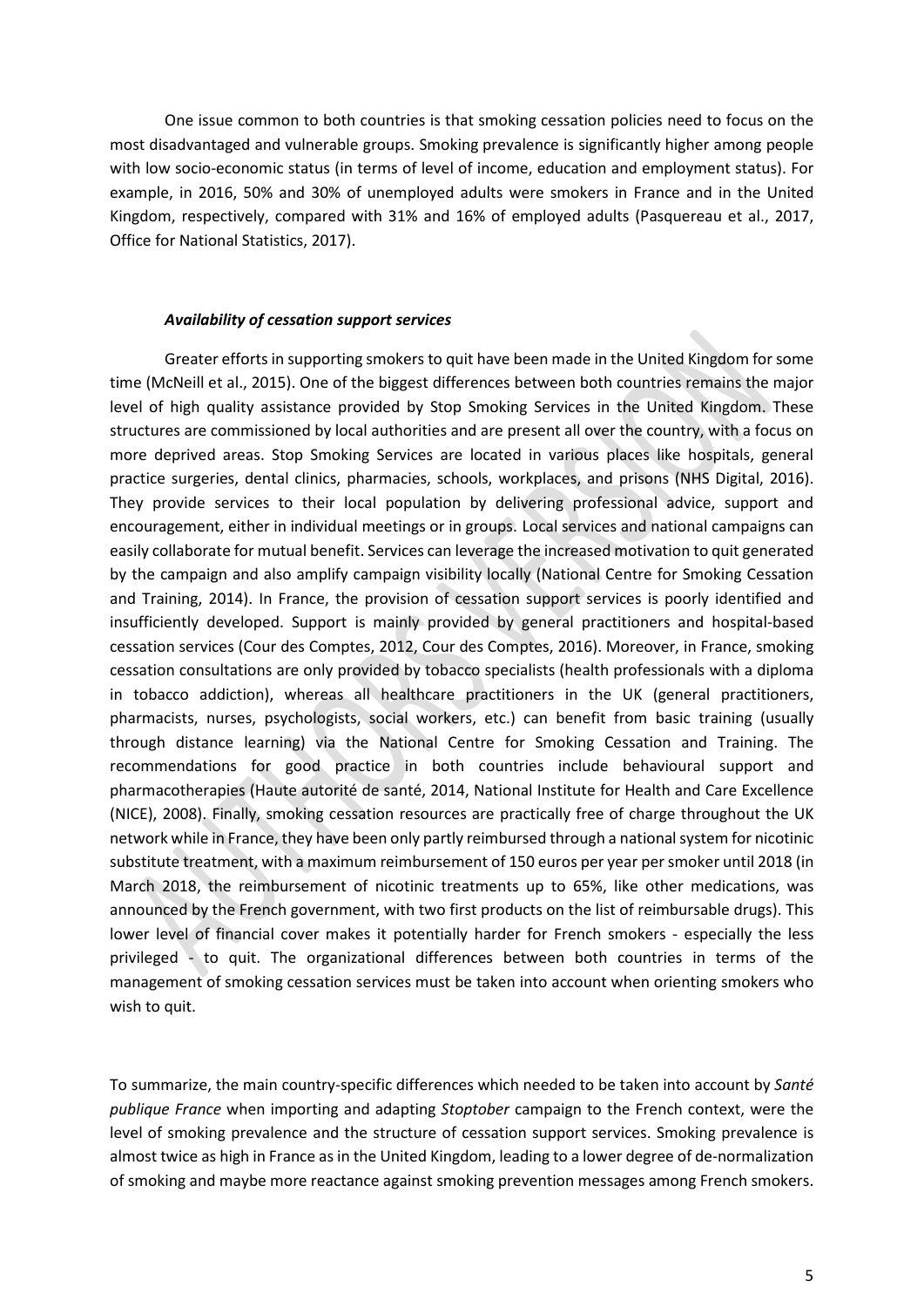One issue common to both countries is that smoking cessation policies need to focus on the most disadvantaged and vulnerable groups. Smoking prevalence is significantly higher among people with low socio-economic status (in terms of level of income, education and employment status). For example, in 2016, 50% and 30% of unemployed adults were smokers in France and in the United Kingdom, respectively, compared with 31% and 16% of employed adults (Pasquereau et al., 2017, Office for National Statistics, 2017).

### *Availability of cessation support services*

Greater efforts in supporting smokers to quit have been made in the United Kingdom for some time (McNeill et al., 2015). One of the biggest differences between both countries remains the major level of high quality assistance provided by Stop Smoking Services in the United Kingdom. These structures are commissioned by local authorities and are present all over the country, with a focus on more deprived areas. Stop Smoking Services are located in various places like hospitals, general practice surgeries, dental clinics, pharmacies, schools, workplaces, and prisons (NHS Digital, 2016). They provide services to their local population by delivering professional advice, support and encouragement, either in individual meetings or in groups. Local services and national campaigns can easily collaborate for mutual benefit. Services can leverage the increased motivation to quit generated by the campaign and also amplify campaign visibility locally (National Centre for Smoking Cessation and Training, 2014). In France, the provision of cessation support services is poorly identified and insufficiently developed. Support is mainly provided by general practitioners and hospital-based cessation services (Cour des Comptes, 2012, Cour des Comptes, 2016). Moreover, in France, smoking cessation consultations are only provided by tobacco specialists (health professionals with a diploma in tobacco addiction), whereas all healthcare practitioners in the UK (general practitioners, pharmacists, nurses, psychologists, social workers, etc.) can benefit from basic training (usually through distance learning) via the National Centre for Smoking Cessation and Training. The recommendations for good practice in both countries include behavioural support and pharmacotherapies (Haute autorité de santé, 2014, National Institute for Health and Care Excellence (NICE), 2008). Finally, smoking cessation resources are practically free of charge throughout the UK network while in France, they have been only partly reimbursed through a national system for nicotinic substitute treatment, with a maximum reimbursement of 150 euros per year per smoker until 2018 (in March 2018, the reimbursement of nicotinic treatments up to 65%, like other medications, was announced by the French government, with two first products on the list of reimbursable drugs). This lower level of financial cover makes it potentially harder for French smokers - especially the less privileged - to quit. The organizational differences between both countries in terms of the management of smoking cessation services must be taken into account when orienting smokers who wish to quit.

To summarize, the main country-specific differences which needed to be taken into account by *Santé publique France* when importing and adapting *Stoptober* campaign to the French context, were the level of smoking prevalence and the structure of cessation support services. Smoking prevalence is almost twice as high in France as in the United Kingdom, leading to a lower degree of de-normalization of smoking and maybe more reactance against smoking prevention messages among French smokers.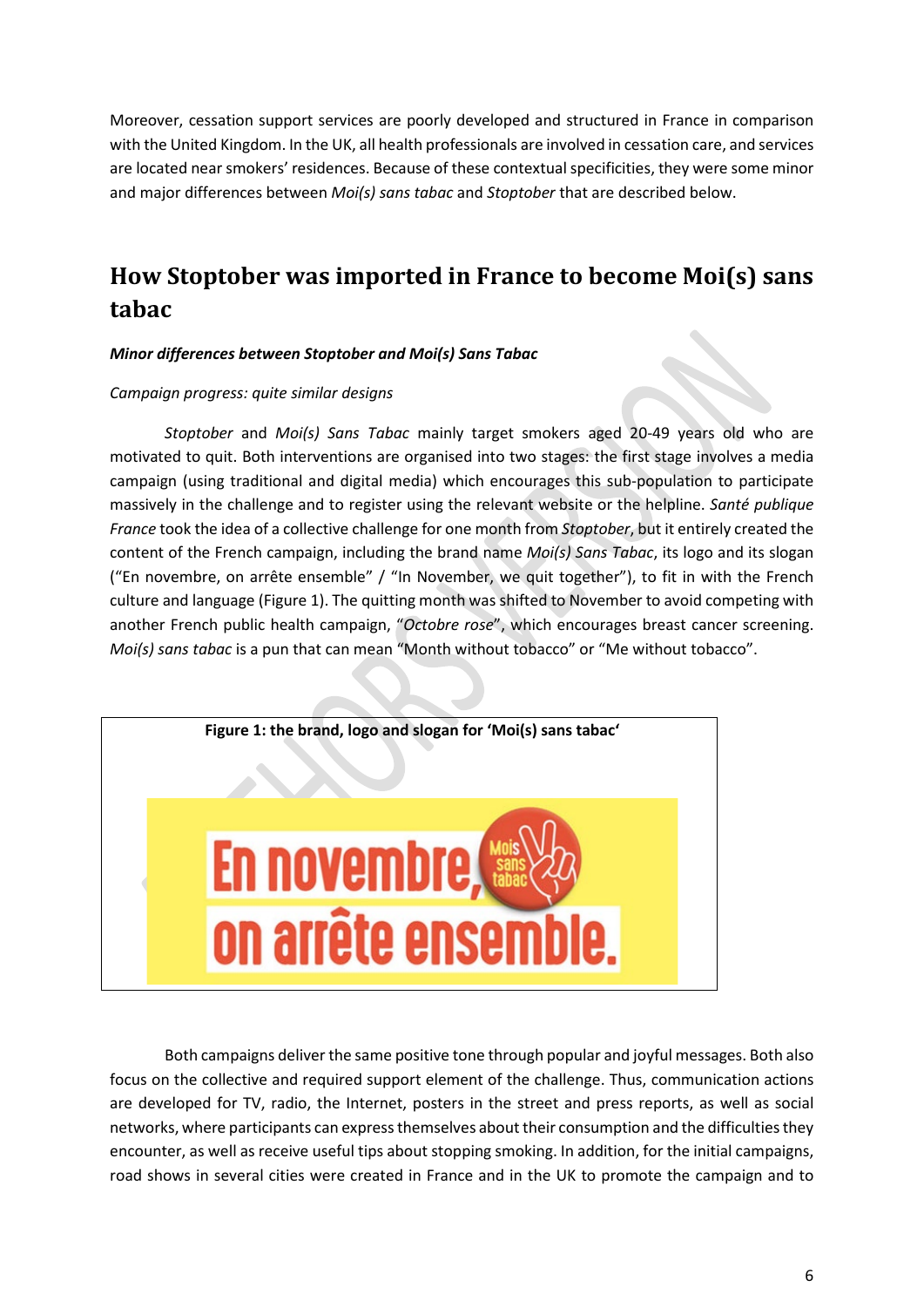Moreover, cessation support services are poorly developed and structured in France in comparison with the United Kingdom. In the UK, all health professionals are involved in cessation care, and services are located near smokers' residences. Because of these contextual specificities, they were some minor and major differences between *Moi(s) sans tabac* and *Stoptober* that are described below.

## How Stoptober was imported in France to become Moi(s) sans tabac

### *Minor differences between Stoptober and Moi(s) Sans Tabac*

*Campaign progress: quite similar designs*

*Stoptober* and *Moi(s) Sans Tabac* mainly target smokers aged 20-49 years old who are motivated to quit. Both interventions are organised into two stages: the first stage involves a media campaign (using traditional and digital media) which encourages this sub-population to participate massively in the challenge and to register using the relevant website or the helpline. *Santé publique France* took the idea of a collective challenge for one month from *Stoptober*, but it entirely created the content of the French campaign, including the brand name *Moi(s) Sans Tabac*, its logo and its slogan ("En novembre, on arrête ensemble" / "In November, we quit together"), to fit in with the French culture and language (Figure 1). The quitting month was shifted to November to avoid competing with another French public health campaign, "*Octobre rose*", which encourages breast cancer screening. *Moi(s) sans tabac* is a pun that can mean "Month without tobacco" or "Me without tobacco".

**Figure 1: the brand, logo and slogan for 'Moi(s) sans tabac'**

Both campaigns deliver the same positive tone through popular and joyful messages. Both also focus on the collective and required support element of the challenge. Thus, communication actions are developed for TV, radio, the Internet, posters in the street and press reports, as well as social networks, where participants can express themselves about their consumption and the difficulties they encounter, as well as receive useful tips about stopping smoking. In addition, for the initial campaigns, road shows in several cities were created in France and in the UK to promote the campaign and to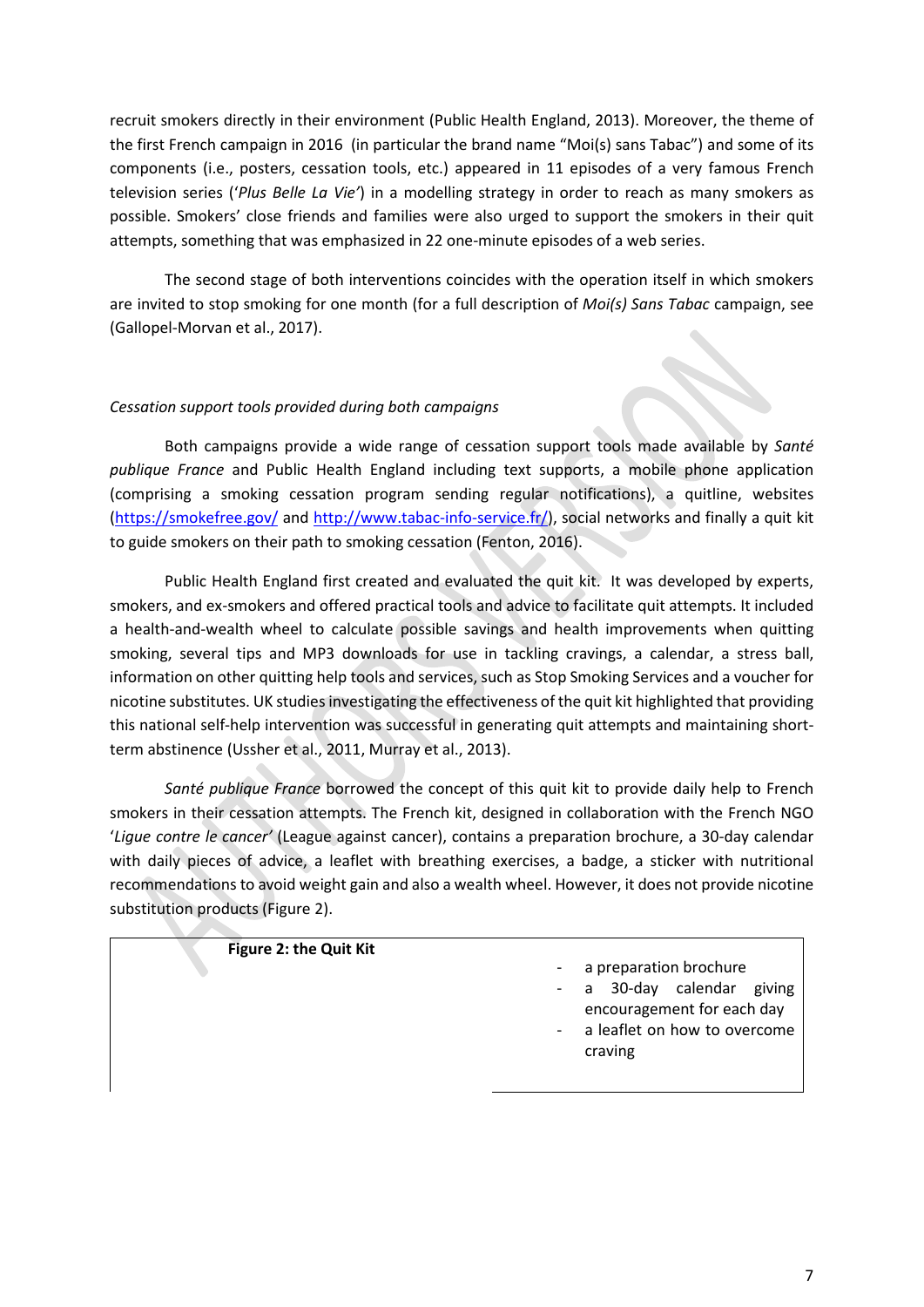recruit smokers directly in their environment (Public Health England, 2013). Moreover, the theme of the first French campaign in 2016 (in particular the brand name "Moi(s) sans Tabac") and some of its components (i.e., posters, cessation tools, etc.) appeared in 11 episodes of a very famous French television series ('*Plus Belle La Vie'*) in a modelling strategy in order to reach as many smokers as possible. Smokers' close friends and families were also urged to support the smokers in their quit attempts, something that was emphasized in 22 one-minute episodes of a web series.

The second stage of both interventions coincides with the operation itself in which smokers are invited to stop smoking for one month (for a full description of *Moi(s) Sans Tabac* campaign, see (Gallopel-Morvan et al., 2017).

*Cessation support tools provided during both campaigns*

Both campaigns provide a wide range of cessation support tools made available by *Santé publique France* and Public Health England including text supports, a mobile phone application (comprising a smoking cessation program sending regular notifications), a quitline, websites (https://smokefree.gov/ and http://www.tabac-info-service.fr/), social networks and finally a quit kit to guide smokers on their path to smoking cessation (Fenton, 2016).

Public Health England first created and evaluated the quit kit. It was developed by experts, smokers, and ex-smokers and offered practical tools and advice to facilitate quit attempts. It included a health-and-wealth wheel to calculate possible savings and health improvements when quitting smoking, several tips and MP3 downloads for use in tackling cravings, a calendar, a stress ball, information on other quitting help tools and services, such as Stop Smoking Services and a voucher for nicotine substitutes. UK studies investigating the effectiveness of the quit kit highlighted that providing this national self-help intervention was successful in generating quit attempts and maintaining short-term abstinence (Ussher et al., 2011, Murray et al., 2013).

*Santé publique France* borrowed the concept of this quit kit to provide daily help to French smokers in their cessation attempts. The French kit, designed in collaboration with the French NGO '*Ligue contre le cancer*' (League against cancer), contains a preparation brochure, a 30-day calendar with daily pieces of advice, a leaflet with breathing exercises, a badge, a sticker with nutritional recommendations to avoid weight gain and also a wealth wheel. However, it does not provide nicotine substitution products (Figure 2).

**Figure 2: the Quit Kit**

- a preparation brochure
- a 30-day calendar giving encouragement for each day
- a leaflet on how to overcome craving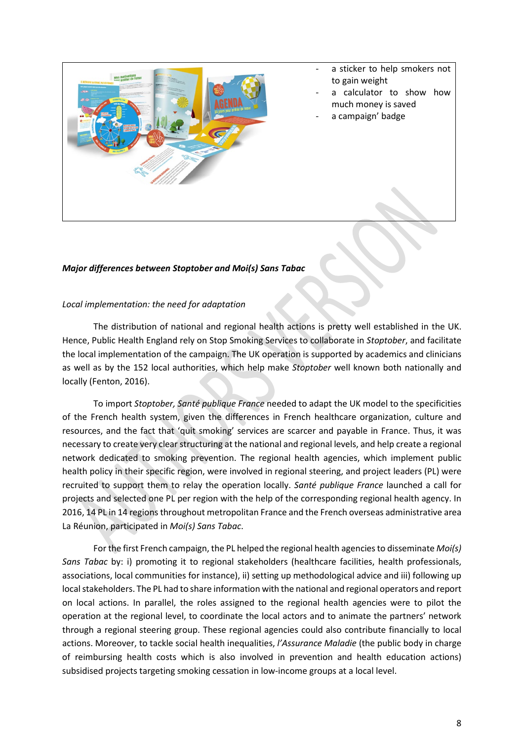- a sticker to help smokers not to gain weight
- a calculator to show how much money is saved
- a campaign' badge

***Major differences between Stoptober and Moi(s) Sans Tabac***

*Local implementation: the need for adaptation*

The distribution of national and regional health actions is pretty well established in the UK. Hence, Public Health England rely on Stop Smoking Services to collaborate in *Stoptober*, and facilitate the local implementation of the campaign. The UK operation is supported by academics and clinicians as well as by the 152 local authorities, which help make *Stoptober* well known both nationally and locally (Fenton, 2016).

To import *Stoptober, Santé publique France* needed to adapt the UK model to the specificities of the French health system, given the differences in French healthcare organization, culture and resources, and the fact that 'quit smoking' services are scarcer and payable in France. Thus, it was necessary to create very clear structuring at the national and regional levels, and help create a regional network dedicated to smoking prevention. The regional health agencies, which implement public health policy in their specific region, were involved in regional steering, and project leaders (PL) were recruited to support them to relay the operation locally. *Santé publique France* launched a call for projects and selected one PL per region with the help of the corresponding regional health agency. In 2016, 14 PL in 14 regions throughout metropolitan France and the French overseas administrative area La Réunion, participated in *Moi(s) Sans Tabac*.

For the first French campaign, the PL helped the regional health agencies to disseminate *Moi(s) Sans Tabac* by: i) promoting it to regional stakeholders (healthcare facilities, health professionals, associations, local communities for instance), ii) setting up methodological advice and iii) following up local stakeholders. The PL had to share information with the national and regional operators and report on local actions. In parallel, the roles assigned to the regional health agencies were to pilot the operation at the regional level, to coordinate the local actors and to animate the partners' network through a regional steering group. These regional agencies could also contribute financially to local actions. Moreover, to tackle social health inequalities, *l'Assurance Maladie* (the public body in charge of reimbursing health costs which is also involved in prevention and health education actions) subsidised projects targeting smoking cessation in low-income groups at a local level.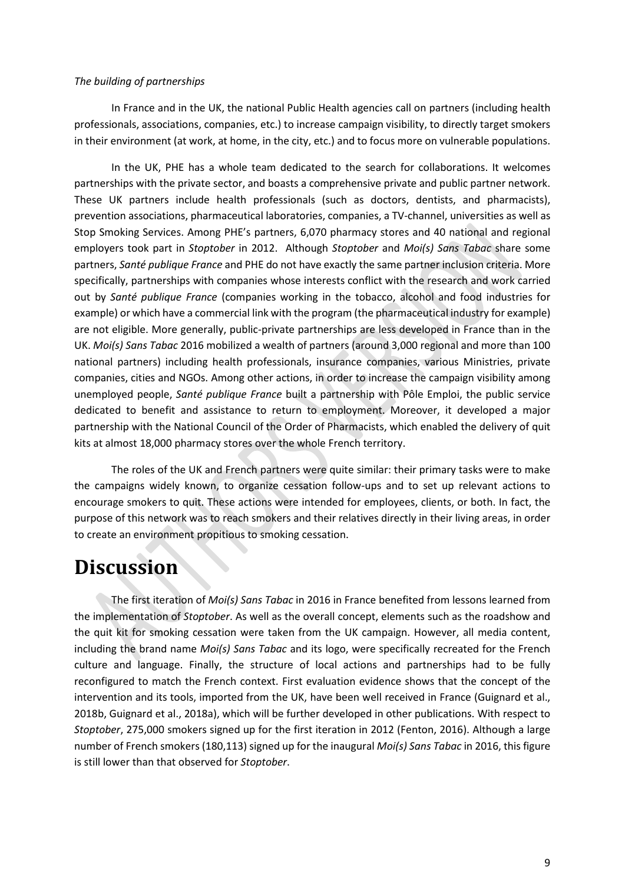*The building of partnerships*

In France and in the UK, the national Public Health agencies call on partners (including health professionals, associations, companies, etc.) to increase campaign visibility, to directly target smokers in their environment (at work, at home, in the city, etc.) and to focus more on vulnerable populations.

In the UK, PHE has a whole team dedicated to the search for collaborations. It welcomes partnerships with the private sector, and boasts a comprehensive private and public partner network. These UK partners include health professionals (such as doctors, dentists, and pharmacists), prevention associations, pharmaceutical laboratories, companies, a TV-channel, universities as well as Stop Smoking Services. Among PHE's partners, 6,070 pharmacy stores and 40 national and regional employers took part in *Stoptober* in 2012. Although *Stoptober* and *Moi(s) Sans Tabac* share some partners, *Santé publique France* and PHE do not have exactly the same partner inclusion criteria. More specifically, partnerships with companies whose interests conflict with the research and work carried out by *Santé publique France* (companies working in the tobacco, alcohol and food industries for example) or which have a commercial link with the program (the pharmaceutical industry for example) are not eligible. More generally, public-private partnerships are less developed in France than in the UK. *Moi(s) Sans Tabac* 2016 mobilized a wealth of partners (around 3,000 regional and more than 100 national partners) including health professionals, insurance companies, various Ministries, private companies, cities and NGOs. Among other actions, in order to increase the campaign visibility among unemployed people, *Santé publique France* built a partnership with Pôle Emploi, the public service dedicated to benefit and assistance to return to employment. Moreover, it developed a major partnership with the National Council of the Order of Pharmacists, which enabled the delivery of quit kits at almost 18,000 pharmacy stores over the whole French territory.

The roles of the UK and French partners were quite similar: their primary tasks were to make the campaigns widely known, to organize cessation follow-ups and to set up relevant actions to encourage smokers to quit. These actions were intended for employees, clients, or both. In fact, the purpose of this network was to reach smokers and their relatives directly in their living areas, in order to create an environment propitious to smoking cessation.

# Discussion

The first iteration of *Moi(s) Sans Tabac* in 2016 in France benefited from lessons learned from the implementation of *Stoptober*. As well as the overall concept, elements such as the roadshow and the quit kit for smoking cessation were taken from the UK campaign. However, all media content, including the brand name *Moi(s) Sans Tabac* and its logo, were specifically recreated for the French culture and language. Finally, the structure of local actions and partnerships had to be fully reconfigured to match the French context. First evaluation evidence shows that the concept of the intervention and its tools, imported from the UK, have been well received in France (Guignard et al., 2018b, Guignard et al., 2018a), which will be further developed in other publications. With respect to *Stoptober*, 275,000 smokers signed up for the first iteration in 2012 (Fenton, 2016). Although a large number of French smokers (180,113) signed up for the inaugural *Moi(s) Sans Tabac* in 2016, this figure is still lower than that observed for *Stoptober*.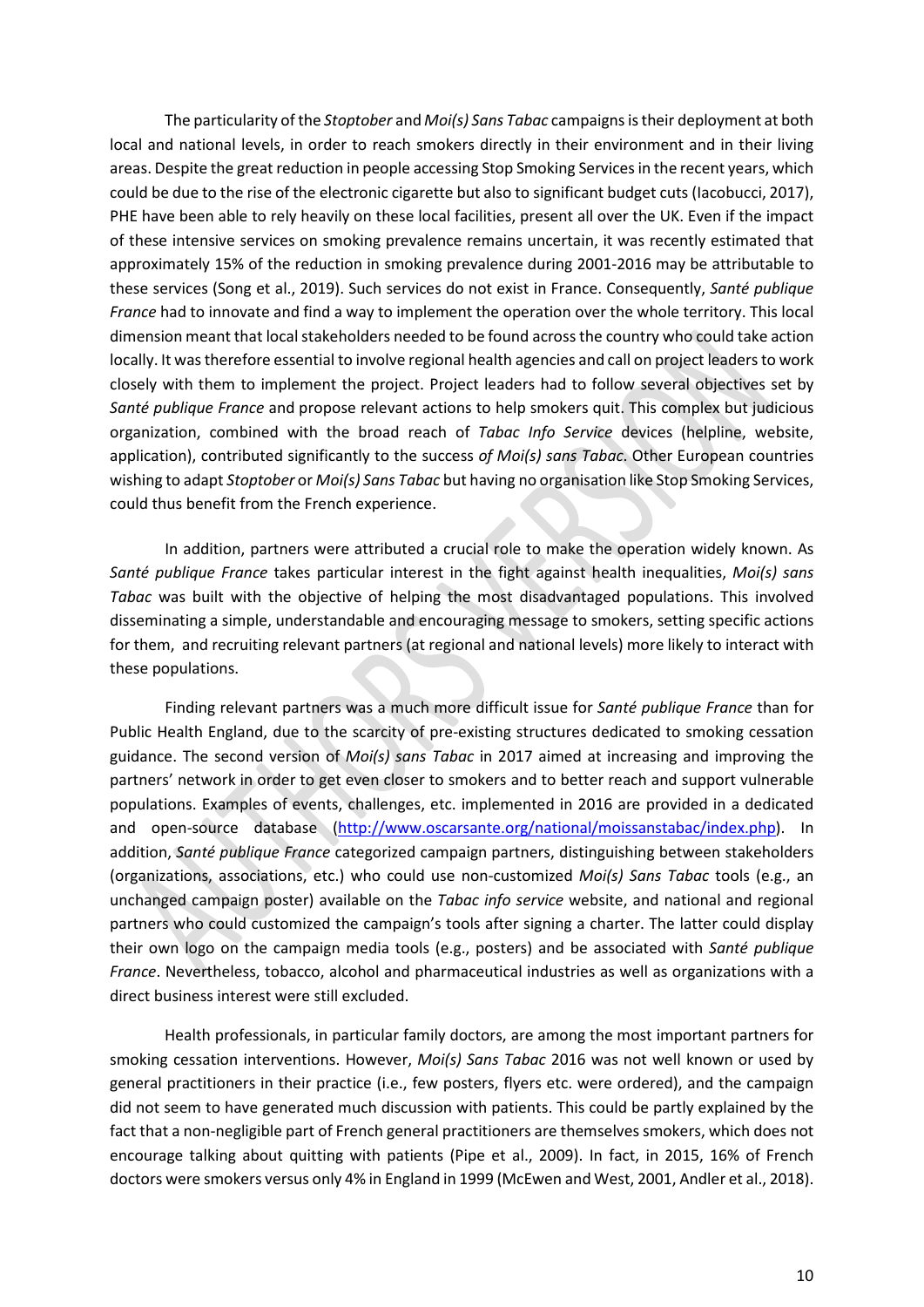The particularity of the *Stoptober* and *Moi(s) Sans Tabac* campaigns is their deployment at both local and national levels, in order to reach smokers directly in their environment and in their living areas. Despite the great reduction in people accessing Stop Smoking Services in the recent years, which could be due to the rise of the electronic cigarette but also to significant budget cuts (Iacobucci, 2017), PHE have been able to rely heavily on these local facilities, present all over the UK. Even if the impact of these intensive services on smoking prevalence remains uncertain, it was recently estimated that approximately 15% of the reduction in smoking prevalence during 2001-2016 may be attributable to these services (Song et al., 2019). Such services do not exist in France. Consequently, *Santé publique France* had to innovate and find a way to implement the operation over the whole territory. This local dimension meant that local stakeholders needed to be found across the country who could take action locally. It was therefore essential to involve regional health agencies and call on project leaders to work closely with them to implement the project. Project leaders had to follow several objectives set by *Santé publique France* and propose relevant actions to help smokers quit. This complex but judicious organization, combined with the broad reach of *Tabac Info Service* devices (helpline, website, application), contributed significantly to the success *of Moi(s) sans Tabac*. Other European countries wishing to adapt *Stoptober* or *Moi(s) Sans Tabac* but having no organisation like Stop Smoking Services, could thus benefit from the French experience.

In addition, partners were attributed a crucial role to make the operation widely known. As *Santé publique France* takes particular interest in the fight against health inequalities, *Moi(s) sans Tabac* was built with the objective of helping the most disadvantaged populations. This involved disseminating a simple, understandable and encouraging message to smokers, setting specific actions for them, and recruiting relevant partners (at regional and national levels) more likely to interact with these populations.

Finding relevant partners was a much more difficult issue for *Santé publique France* than for Public Health England, due to the scarcity of pre-existing structures dedicated to smoking cessation guidance. The second version of *Moi(s) sans Tabac* in 2017 aimed at increasing and improving the partners' network in order to get even closer to smokers and to better reach and support vulnerable populations. Examples of events, challenges, etc. implemented in 2016 are provided in a dedicated and open-source database (http://www.oscarsante.org/national/moissanstabac/index.php). In addition, *Santé publique France* categorized campaign partners, distinguishing between stakeholders (organizations, associations, etc.) who could use non-customized *Moi(s) Sans Tabac* tools (e.g., an unchanged campaign poster) available on the *Tabac info service* website, and national and regional partners who could customized the campaign's tools after signing a charter. The latter could display their own logo on the campaign media tools (e.g., posters) and be associated with *Santé publique France*. Nevertheless, tobacco, alcohol and pharmaceutical industries as well as organizations with a direct business interest were still excluded.

Health professionals, in particular family doctors, are among the most important partners for smoking cessation interventions. However, *Moi(s) Sans Tabac* 2016 was not well known or used by general practitioners in their practice (i.e., few posters, flyers etc. were ordered), and the campaign did not seem to have generated much discussion with patients. This could be partly explained by the fact that a non-negligible part of French general practitioners are themselves smokers, which does not encourage talking about quitting with patients (Pipe et al., 2009). In fact, in 2015, 16% of French doctors were smokers versus only 4% in England in 1999 (McEwen and West, 2001, Andler et al., 2018).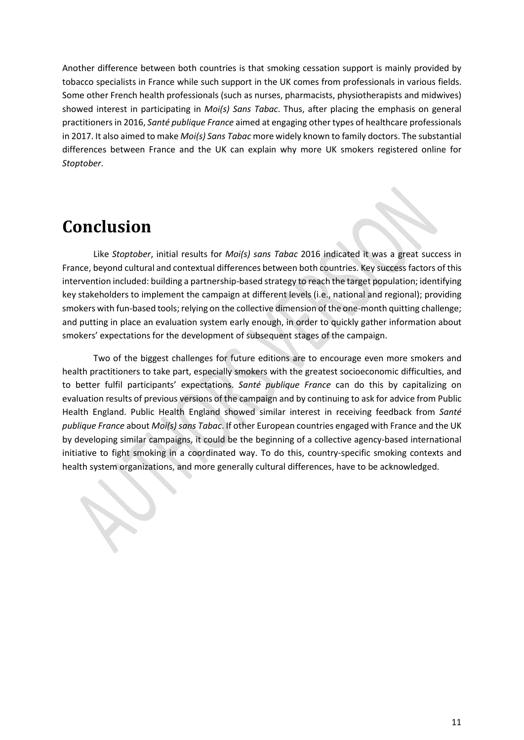Another difference between both countries is that smoking cessation support is mainly provided by tobacco specialists in France while such support in the UK comes from professionals in various fields. Some other French health professionals (such as nurses, pharmacists, physiotherapists and midwives) showed interest in participating in *Moi(s) Sans Tabac*. Thus, after placing the emphasis on general practitioners in 2016, *Santé publique France* aimed at engaging other types of healthcare professionals in 2017. It also aimed to make *Moi(s) Sans Tabac* more widely known to family doctors. The substantial differences between France and the UK can explain why more UK smokers registered online for *Stoptober*.

# Conclusion

Like *Stoptober*, initial results for *Moi(s) sans Tabac* 2016 indicated it was a great success in France, beyond cultural and contextual differences between both countries. Key success factors of this intervention included: building a partnership-based strategy to reach the target population; identifying key stakeholders to implement the campaign at different levels (i.e., national and regional); providing smokers with fun-based tools; relying on the collective dimension of the one-month quitting challenge; and putting in place an evaluation system early enough, in order to quickly gather information about smokers' expectations for the development of subsequent stages of the campaign.

Two of the biggest challenges for future editions are to encourage even more smokers and health practitioners to take part, especially smokers with the greatest socioeconomic difficulties, and to better fulfil participants' expectations. *Santé publique France* can do this by capitalizing on evaluation results of previous versions of the campaign and by continuing to ask for advice from Public Health England. Public Health England showed similar interest in receiving feedback from *Santé publique France* about *Moi(s) sans Tabac*. If other European countries engaged with France and the UK by developing similar campaigns, it could be the beginning of a collective agency-based international initiative to fight smoking in a coordinated way. To do this, country-specific smoking contexts and health system organizations, and more generally cultural differences, have to be acknowledged.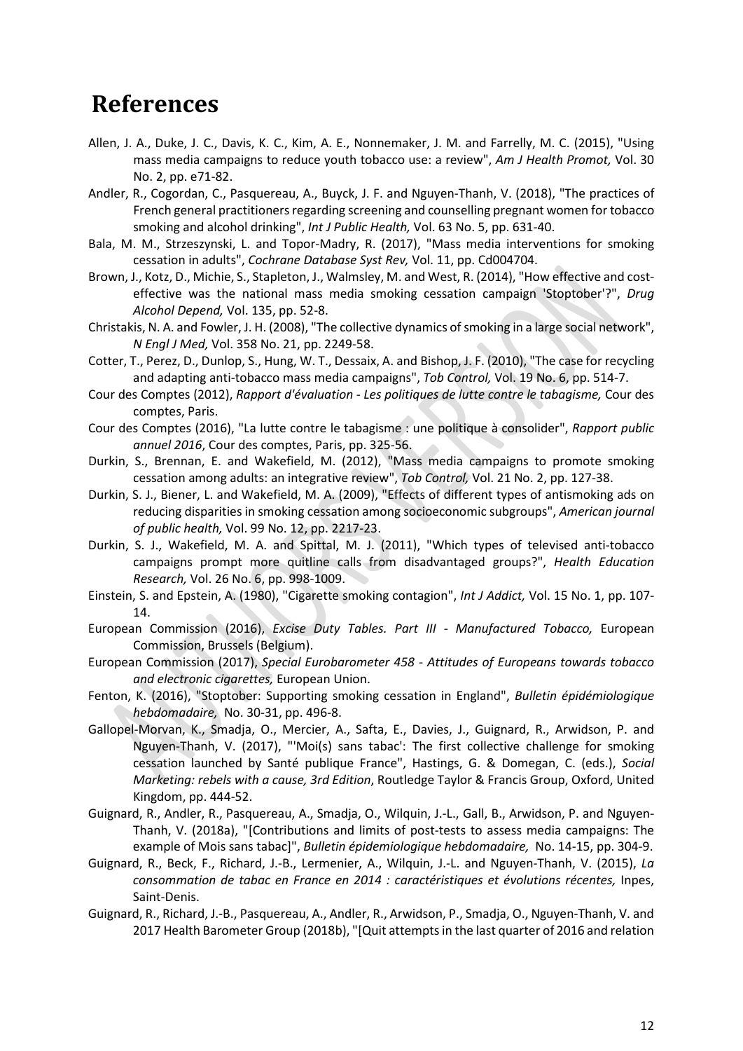# References

Allen, J. A., Duke, J. C., Davis, K. C., Kim, A. E., Nonnemaker, J. M. and Farrelly, M. C. (2015), "Using mass media campaigns to reduce youth tobacco use: a review", *Am J Health Promot,* Vol. 30 No. 2, pp. e71-82.

Andler, R., Cogordan, C., Pasquereau, A., Buyck, J. F. and Nguyen-Thanh, V. (2018), "The practices of French general practitioners regarding screening and counselling pregnant women for tobacco smoking and alcohol drinking", *Int J Public Health,* Vol. 63 No. 5, pp. 631-40.

Bala, M. M., Strzeszynski, L. and Topor-Madry, R. (2017), "Mass media interventions for smoking cessation in adults", *Cochrane Database Syst Rev,* Vol. 11, pp. Cd004704.

Brown, J., Kotz, D., Michie, S., Stapleton, J., Walmsley, M. and West, R. (2014), "How effective and cost-effective was the national mass media smoking cessation campaign 'Stoptober'?", *Drug Alcohol Depend,* Vol. 135, pp. 52-8.

Christakis, N. A. and Fowler, J. H. (2008), "The collective dynamics of smoking in a large social network", *N Engl J Med,* Vol. 358 No. 21, pp. 2249-58.

Cotter, T., Perez, D., Dunlop, S., Hung, W. T., Dessaix, A. and Bishop, J. F. (2010), "The case for recycling and adapting anti-tobacco mass media campaigns", *Tob Control,* Vol. 19 No. 6, pp. 514-7.

Cour des Comptes (2012), *Rapport d'évaluation - Les politiques de lutte contre le tabagisme,* Cour des comptes, Paris.

Cour des Comptes (2016), "La lutte contre le tabagisme : une politique à consolider", *Rapport public annuel 2016*, Cour des comptes, Paris, pp. 325-56.

Durkin, S., Brennan, E. and Wakefield, M. (2012), "Mass media campaigns to promote smoking cessation among adults: an integrative review", *Tob Control,* Vol. 21 No. 2, pp. 127-38.

Durkin, S. J., Biener, L. and Wakefield, M. A. (2009), "Effects of different types of antismoking ads on reducing disparities in smoking cessation among socioeconomic subgroups", *American journal of public health,* Vol. 99 No. 12, pp. 2217-23.

Durkin, S. J., Wakefield, M. A. and Spittal, M. J. (2011), "Which types of televised anti-tobacco campaigns prompt more quitline calls from disadvantaged groups?", *Health Education Research,* Vol. 26 No. 6, pp. 998-1009.

Einstein, S. and Epstein, A. (1980), "Cigarette smoking contagion", *Int J Addict,* Vol. 15 No. 1, pp. 107-14.

European Commission (2016), *Excise Duty Tables. Part III - Manufactured Tobacco,* European Commission, Brussels (Belgium).

European Commission (2017), *Special Eurobarometer 458 - Attitudes of Europeans towards tobacco and electronic cigarettes,* European Union.

Fenton, K. (2016), "Stoptober: Supporting smoking cessation in England", *Bulletin épidémiologique hebdomadaire,* No. 30-31, pp. 496-8.

Gallopel-Morvan, K., Smadja, O., Mercier, A., Safta, E., Davies, J., Guignard, R., Arwidson, P. and Nguyen-Thanh, V. (2017), "'Moi(s) sans tabac': The first collective challenge for smoking cessation launched by Santé publique France", Hastings, G. & Domegan, C. (eds.), *Social Marketing: rebels with a cause, 3rd Edition*, Routledge Taylor & Francis Group, Oxford, United Kingdom, pp. 444-52.

Guignard, R., Andler, R., Pasquereau, A., Smadja, O., Wilquin, J.-L., Gall, B., Arwidson, P. and Nguyen-Thanh, V. (2018a), "[Contributions and limits of post-tests to assess media campaigns: The example of Mois sans tabac]", *Bulletin épidemiologique hebdomadaire,* No. 14-15, pp. 304-9.

Guignard, R., Beck, F., Richard, J.-B., Lermenier, A., Wilquin, J.-L. and Nguyen-Thanh, V. (2015), *La consommation de tabac en France en 2014 : caractéristiques et évolutions récentes,* Inpes, Saint-Denis.

Guignard, R., Richard, J.-B., Pasquereau, A., Andler, R., Arwidson, P., Smadja, O., Nguyen-Thanh, V. and 2017 Health Barometer Group (2018b), "[Quit attempts in the last quarter of 2016 and relation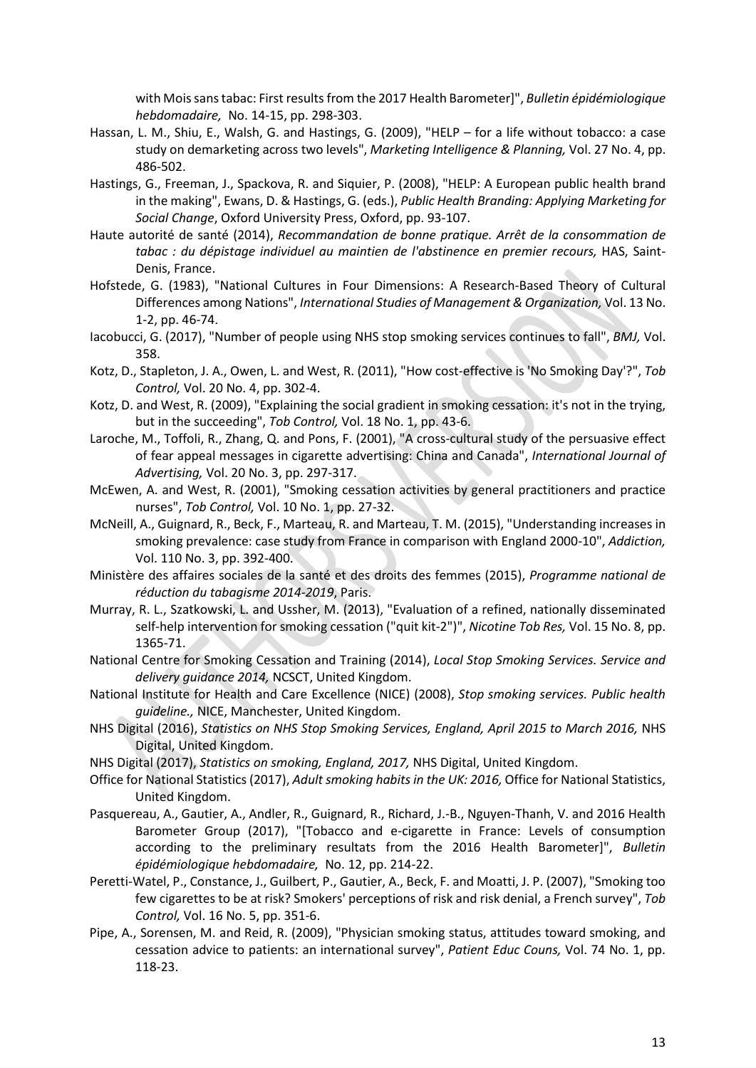with Mois sans tabac: First results from the 2017 Health Barometer]", *Bulletin épidémiologique hebdomadaire,* No. 14-15, pp. 298-303.

Hassan, L. M., Shiu, E., Walsh, G. and Hastings, G. (2009), "HELP – for a life without tobacco: a case study on demarketing across two levels", *Marketing Intelligence & Planning,* Vol. 27 No. 4, pp. 486-502.

Hastings, G., Freeman, J., Spackova, R. and Siquier, P. (2008), "HELP: A European public health brand in the making", Ewans, D. & Hastings, G. (eds.), *Public Health Branding: Applying Marketing for Social Change*, Oxford University Press, Oxford, pp. 93-107.

Haute autorité de santé (2014), *Recommandation de bonne pratique. Arrêt de la consommation de tabac : du dépistage individuel au maintien de l'abstinence en premier recours,* HAS, Saint-Denis, France.

Hofstede, G. (1983), "National Cultures in Four Dimensions: A Research-Based Theory of Cultural Differences among Nations", *International Studies of Management & Organization,* Vol. 13 No. 1-2, pp. 46-74.

Iacobucci, G. (2017), "Number of people using NHS stop smoking services continues to fall", *BMJ,* Vol. 358.

Kotz, D., Stapleton, J. A., Owen, L. and West, R. (2011), "How cost-effective is 'No Smoking Day'?", *Tob Control,* Vol. 20 No. 4, pp. 302-4.

Kotz, D. and West, R. (2009), "Explaining the social gradient in smoking cessation: it's not in the trying, but in the succeeding", *Tob Control,* Vol. 18 No. 1, pp. 43-6.

Laroche, M., Toffoli, R., Zhang, Q. and Pons, F. (2001), "A cross-cultural study of the persuasive effect of fear appeal messages in cigarette advertising: China and Canada", *International Journal of Advertising,* Vol. 20 No. 3, pp. 297-317.

McEwen, A. and West, R. (2001), "Smoking cessation activities by general practitioners and practice nurses", *Tob Control,* Vol. 10 No. 1, pp. 27-32.

McNeill, A., Guignard, R., Beck, F., Marteau, R. and Marteau, T. M. (2015), "Understanding increases in smoking prevalence: case study from France in comparison with England 2000-10", *Addiction,* Vol. 110 No. 3, pp. 392-400.

Ministère des affaires sociales de la santé et des droits des femmes (2015), *Programme national de réduction du tabagisme 2014-2019*, Paris.

Murray, R. L., Szatkowski, L. and Ussher, M. (2013), "Evaluation of a refined, nationally disseminated self-help intervention for smoking cessation ("quit kit-2")", *Nicotine Tob Res,* Vol. 15 No. 8, pp. 1365-71.

National Centre for Smoking Cessation and Training (2014), *Local Stop Smoking Services. Service and delivery guidance 2014,* NCSCT, United Kingdom.

National Institute for Health and Care Excellence (NICE) (2008), *Stop smoking services. Public health guideline.,* NICE, Manchester, United Kingdom.

NHS Digital (2016), *Statistics on NHS Stop Smoking Services, England, April 2015 to March 2016,* NHS Digital, United Kingdom.

NHS Digital (2017), *Statistics on smoking, England, 2017,* NHS Digital, United Kingdom.

Office for National Statistics (2017), *Adult smoking habits in the UK: 2016,* Office for National Statistics, United Kingdom.

Pasquereau, A., Gautier, A., Andler, R., Guignard, R., Richard, J.-B., Nguyen-Thanh, V. and 2016 Health Barometer Group (2017), "[Tobacco and e-cigarette in France: Levels of consumption according to the preliminary resultats from the 2016 Health Barometer]", *Bulletin épidémiologique hebdomadaire,* No. 12, pp. 214-22.

Peretti-Watel, P., Constance, J., Guilbert, P., Gautier, A., Beck, F. and Moatti, J. P. (2007), "Smoking too few cigarettes to be at risk? Smokers' perceptions of risk and risk denial, a French survey", *Tob Control,* Vol. 16 No. 5, pp. 351-6.

Pipe, A., Sorensen, M. and Reid, R. (2009), "Physician smoking status, attitudes toward smoking, and cessation advice to patients: an international survey", *Patient Educ Couns,* Vol. 74 No. 1, pp. 118-23.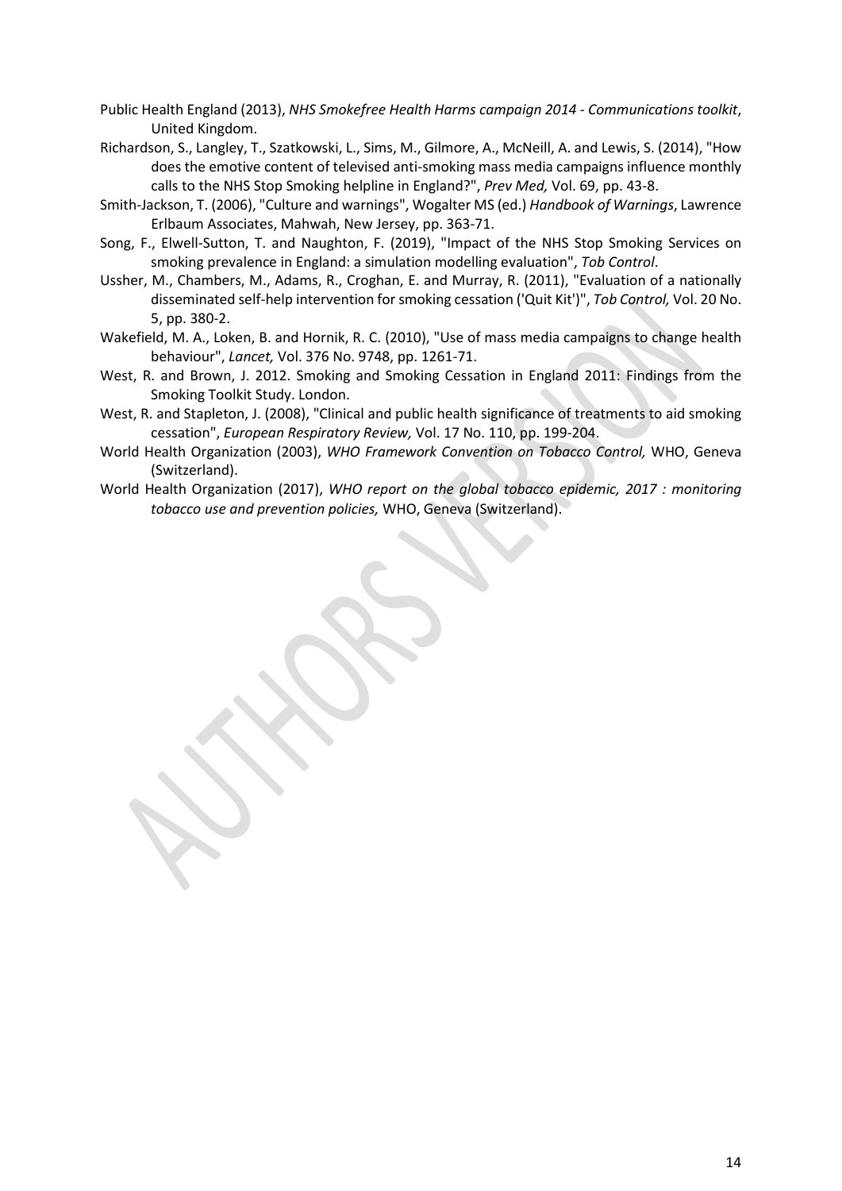Public Health England (2013), *NHS Smokefree Health Harms campaign 2014 - Communications toolkit*, United Kingdom.

Richardson, S., Langley, T., Szatkowski, L., Sims, M., Gilmore, A., McNeill, A. and Lewis, S. (2014), "How does the emotive content of televised anti-smoking mass media campaigns influence monthly calls to the NHS Stop Smoking helpline in England?", *Prev Med,* Vol. 69, pp. 43-8.

Smith-Jackson, T. (2006), "Culture and warnings", Wogalter MS (ed.) *Handbook of Warnings*, Lawrence Erlbaum Associates, Mahwah, New Jersey, pp. 363-71.

Song, F., Elwell-Sutton, T. and Naughton, F. (2019), "Impact of the NHS Stop Smoking Services on smoking prevalence in England: a simulation modelling evaluation", *Tob Control*.

Ussher, M., Chambers, M., Adams, R., Croghan, E. and Murray, R. (2011), "Evaluation of a nationally disseminated self-help intervention for smoking cessation ('Quit Kit')", *Tob Control,* Vol. 20 No. 5, pp. 380-2.

Wakefield, M. A., Loken, B. and Hornik, R. C. (2010), "Use of mass media campaigns to change health behaviour", *Lancet,* Vol. 376 No. 9748, pp. 1261-71.

West, R. and Brown, J. 2012. Smoking and Smoking Cessation in England 2011: Findings from the Smoking Toolkit Study. London.

West, R. and Stapleton, J. (2008), "Clinical and public health significance of treatments to aid smoking cessation", *European Respiratory Review,* Vol. 17 No. 110, pp. 199-204.

World Health Organization (2003), *WHO Framework Convention on Tobacco Control,* WHO, Geneva (Switzerland).

World Health Organization (2017), *WHO report on the global tobacco epidemic, 2017 : monitoring tobacco use and prevention policies,* WHO, Geneva (Switzerland).